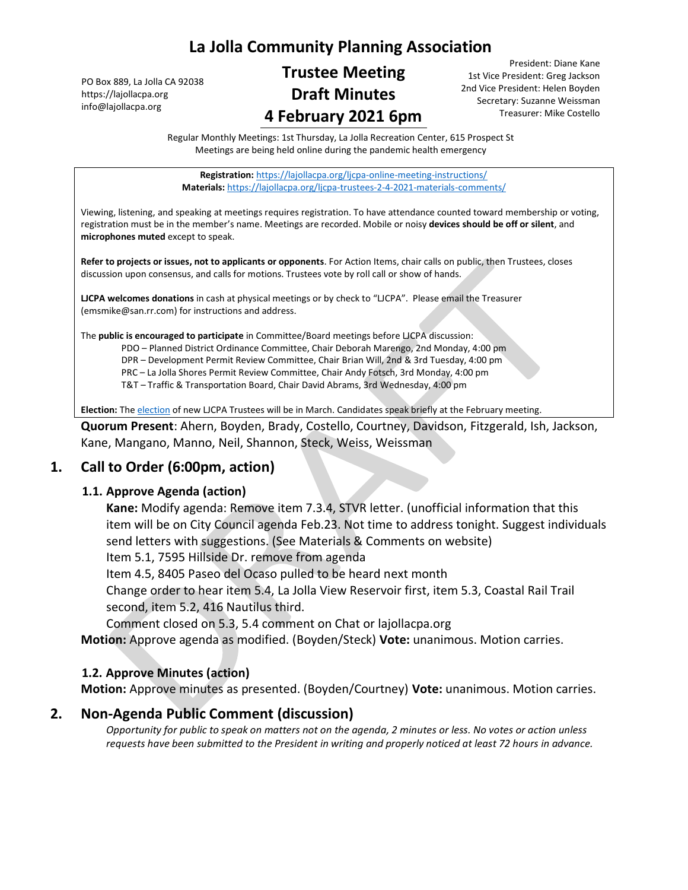# La Jolla Community Planning Association

PO Box 889, La Jolla CA 92038
https://lajollacpa.org
info@lajollacpa.org

## Trustee Meeting
## Draft Minutes
## 4 February 2021 6pm

President: Diane Kane
1st Vice President: Greg Jackson
2nd Vice President: Helen Boyden
Secretary: Suzanne Weissman
Treasurer: Mike Costello

Regular Monthly Meetings: 1st Thursday, La Jolla Recreation Center, 615 Prospect St
Meetings are being held online during the pandemic health emergency

**Registration:** https://lajollacpa.org/ljcpa-online-meeting-instructions/
**Materials:** https://lajollacpa.org/ljcpa-trustees-2-4-2021-materials-comments/

Viewing, listening, and speaking at meetings requires registration. To have attendance counted toward membership or voting, registration must be in the member's name. Meetings are recorded. Mobile or noisy **devices should be off or silent**, and **microphones muted** except to speak.

**Refer to projects or issues, not to applicants or opponents**. For Action Items, chair calls on public, then Trustees, closes discussion upon consensus, and calls for motions. Trustees vote by roll call or show of hands.

**LJCPA welcomes donations** in cash at physical meetings or by check to "LJCPA". Please email the Treasurer (emsmike@san.rr.com) for instructions and address.

The **public is encouraged to participate** in Committee/Board meetings before LJCPA discussion:

- PDO – Planned District Ordinance Committee, Chair Deborah Marengo, 2nd Monday, 4:00 pm
- DPR – Development Permit Review Committee, Chair Brian Will, 2nd & 3rd Tuesday, 4:00 pm
- PRC – La Jolla Shores Permit Review Committee, Chair Andy Fotsch, 3rd Monday, 4:00 pm
- T&T – Traffic & Transportation Board, Chair David Abrams, 3rd Wednesday, 4:00 pm

**Election:** The election of new LJCPA Trustees will be in March. Candidates speak briefly at the February meeting.

**Quorum Present**: Ahern, Boyden, Brady, Costello, Courtney, Davidson, Fitzgerald, Ish, Jackson, Kane, Mangano, Manno, Neil, Shannon, Steck, Weiss, Weissman

## 1. Call to Order (6:00pm, action)

### 1.1. Approve Agenda (action)

**Kane:** Modify agenda: Remove item 7.3.4, STVR letter. (unofficial information that this item will be on City Council agenda Feb.23. Not time to address tonight. Suggest individuals send letters with suggestions. (See Materials & Comments on website)
Item 5.1, 7595 Hillside Dr. remove from agenda
Item 4.5, 8405 Paseo del Ocaso pulled to be heard next month
Change order to hear item 5.4, La Jolla View Reservoir first, item 5.3, Coastal Rail Trail second, item 5.2, 416 Nautilus third.
Comment closed on 5.3, 5.4 comment on Chat or lajollacpa.org

**Motion:** Approve agenda as modified. (Boyden/Steck) **Vote:** unanimous. Motion carries.

### 1.2. Approve Minutes (action)

**Motion:** Approve minutes as presented. (Boyden/Courtney) **Vote:** unanimous. Motion carries.

## 2. Non-Agenda Public Comment (discussion)

*Opportunity for public to speak on matters not on the agenda, 2 minutes or less. No votes or action unless requests have been submitted to the President in writing and properly noticed at least 72 hours in advance.*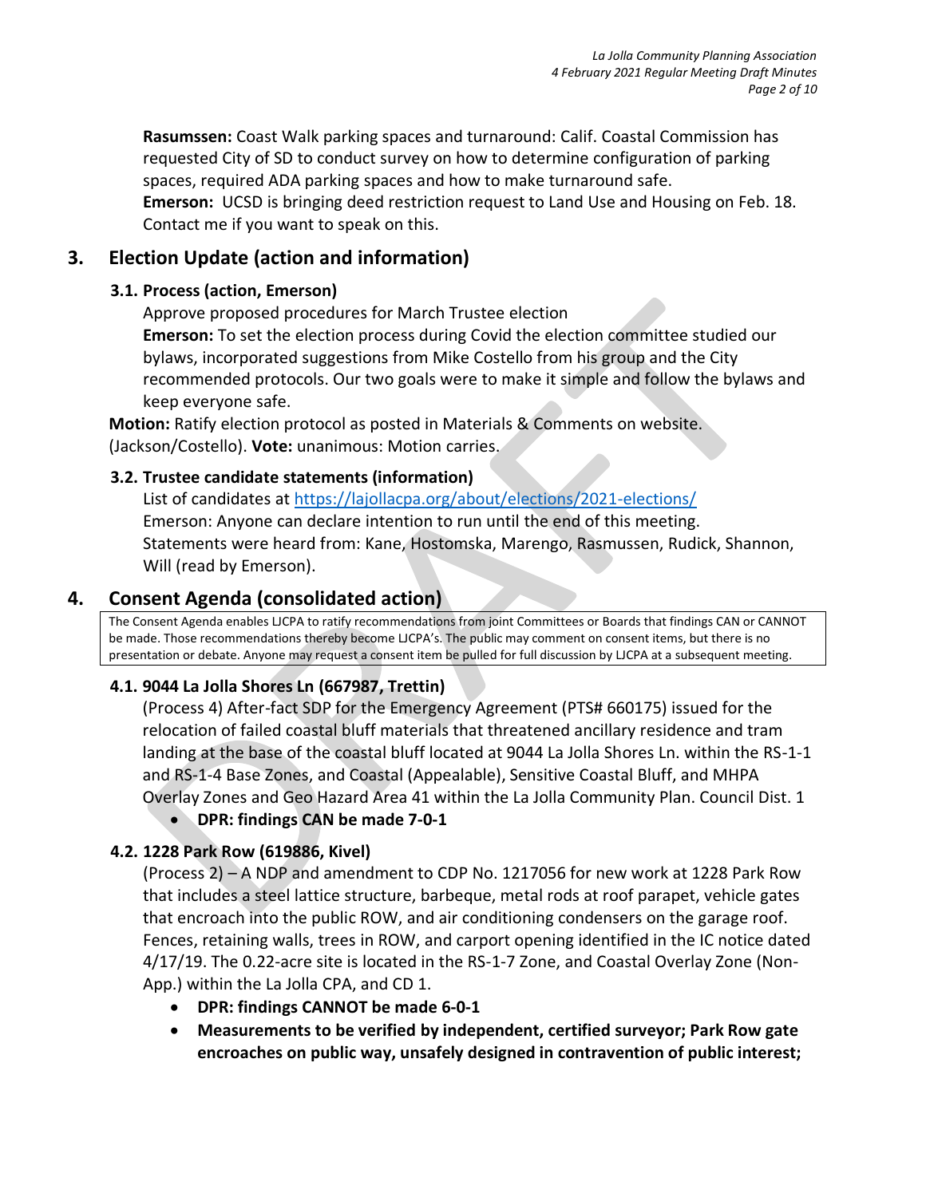**Rasumssen:** Coast Walk parking spaces and turnaround: Calif. Coastal Commission has requested City of SD to conduct survey on how to determine configuration of parking spaces, required ADA parking spaces and how to make turnaround safe.
**Emerson:** UCSD is bringing deed restriction request to Land Use and Housing on Feb. 18. Contact me if you want to speak on this.

## 3. Election Update (action and information)

### 3.1. Process (action, Emerson)

Approve proposed procedures for March Trustee election
**Emerson:** To set the election process during Covid the election committee studied our bylaws, incorporated suggestions from Mike Costello from his group and the City recommended protocols. Our two goals were to make it simple and follow the bylaws and keep everyone safe.

**Motion:** Ratify election protocol as posted in Materials & Comments on website. (Jackson/Costello). **Vote:** unanimous: Motion carries.

### 3.2. Trustee candidate statements (information)

List of candidates at https://lajollacpa.org/about/elections/2021-elections/
Emerson: Anyone can declare intention to run until the end of this meeting.
Statements were heard from: Kane, Hostomska, Marengo, Rasmussen, Rudick, Shannon, Will (read by Emerson).

## 4. Consent Agenda (consolidated action)

The Consent Agenda enables LJCPA to ratify recommendations from joint Committees or Boards that findings CAN or CANNOT be made. Those recommendations thereby become LJCPA's. The public may comment on consent items, but there is no presentation or debate. Anyone may request a consent item be pulled for full discussion by LJCPA at a subsequent meeting.

### 4.1. 9044 La Jolla Shores Ln (667987, Trettin)

(Process 4) After-fact SDP for the Emergency Agreement (PTS# 660175) issued for the relocation of failed coastal bluff materials that threatened ancillary residence and tram landing at the base of the coastal bluff located at 9044 La Jolla Shores Ln. within the RS-1-1 and RS-1-4 Base Zones, and Coastal (Appealable), Sensitive Coastal Bluff, and MHPA Overlay Zones and Geo Hazard Area 41 within the La Jolla Community Plan. Council Dist. 1

- **DPR: findings CAN be made 7-0-1**

### 4.2. 1228 Park Row (619886, Kivel)

(Process 2) – A NDP and amendment to CDP No. 1217056 for new work at 1228 Park Row that includes a steel lattice structure, barbeque, metal rods at roof parapet, vehicle gates that encroach into the public ROW, and air conditioning condensers on the garage roof. Fences, retaining walls, trees in ROW, and carport opening identified in the IC notice dated 4/17/19. The 0.22-acre site is located in the RS-1-7 Zone, and Coastal Overlay Zone (Non-App.) within the La Jolla CPA, and CD 1.

- **DPR: findings CANNOT be made 6-0-1**
- **Measurements to be verified by independent, certified surveyor; Park Row gate encroaches on public way, unsafely designed in contravention of public interest;**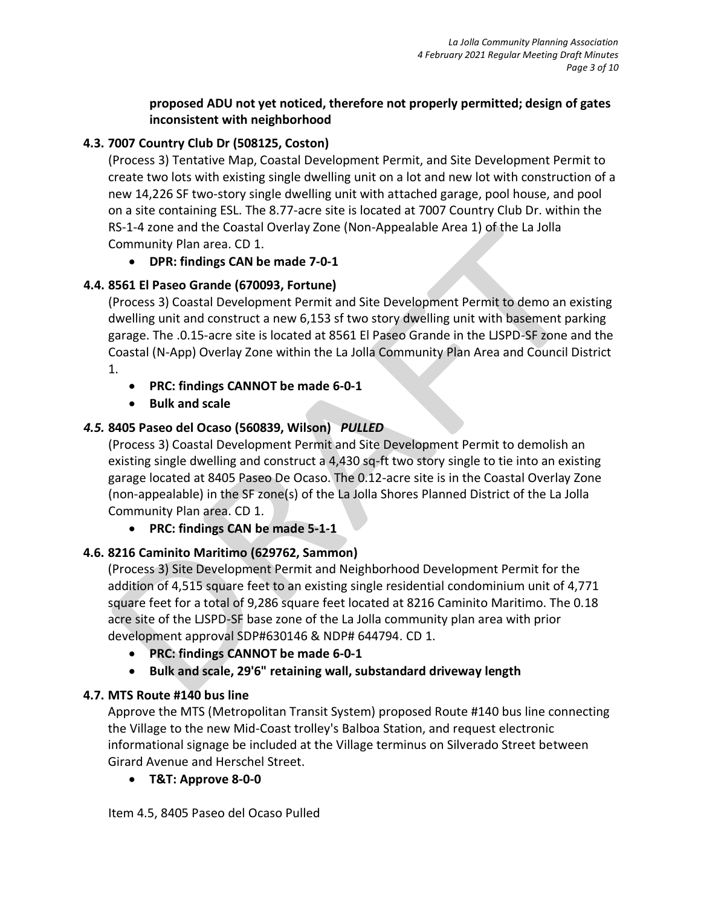**proposed ADU not yet noticed, therefore not properly permitted; design of gates inconsistent with neighborhood**

### 4.3. 7007 Country Club Dr (508125, Coston)

(Process 3) Tentative Map, Coastal Development Permit, and Site Development Permit to create two lots with existing single dwelling unit on a lot and new lot with construction of a new 14,226 SF two-story single dwelling unit with attached garage, pool house, and pool on a site containing ESL. The 8.77-acre site is located at 7007 Country Club Dr. within the RS-1-4 zone and the Coastal Overlay Zone (Non-Appealable Area 1) of the La Jolla Community Plan area. CD 1.

- **DPR: findings CAN be made 7-0-1**

### 4.4. 8561 El Paseo Grande (670093, Fortune)

(Process 3) Coastal Development Permit and Site Development Permit to demo an existing dwelling unit and construct a new 6,153 sf two story dwelling unit with basement parking garage. The .0.15-acre site is located at 8561 El Paseo Grande in the LJSPD-SF zone and the Coastal (N-App) Overlay Zone within the La Jolla Community Plan Area and Council District 1.

- **PRC: findings CANNOT be made 6-0-1**
- **Bulk and scale**

### *4.5.* 8405 Paseo del Ocaso (560839, Wilson) *PULLED*

(Process 3) Coastal Development Permit and Site Development Permit to demolish an existing single dwelling and construct a 4,430 sq-ft two story single to tie into an existing garage located at 8405 Paseo De Ocaso. The 0.12-acre site is in the Coastal Overlay Zone (non-appealable) in the SF zone(s) of the La Jolla Shores Planned District of the La Jolla Community Plan area. CD 1.

- **PRC: findings CAN be made 5-1-1**

### 4.6. 8216 Caminito Maritimo (629762, Sammon)

(Process 3) Site Development Permit and Neighborhood Development Permit for the addition of 4,515 square feet to an existing single residential condominium unit of 4,771 square feet for a total of 9,286 square feet located at 8216 Caminito Maritimo. The 0.18 acre site of the LJSPD-SF base zone of the La Jolla community plan area with prior development approval SDP#630146 & NDP# 644794. CD 1.

- **PRC: findings CANNOT be made 6-0-1**
- **Bulk and scale, 29'6" retaining wall, substandard driveway length**

### 4.7. MTS Route #140 bus line

Approve the MTS (Metropolitan Transit System) proposed Route #140 bus line connecting the Village to the new Mid-Coast trolley's Balboa Station, and request electronic informational signage be included at the Village terminus on Silverado Street between Girard Avenue and Herschel Street.

- **T&T: Approve 8-0-0**

Item 4.5, 8405 Paseo del Ocaso Pulled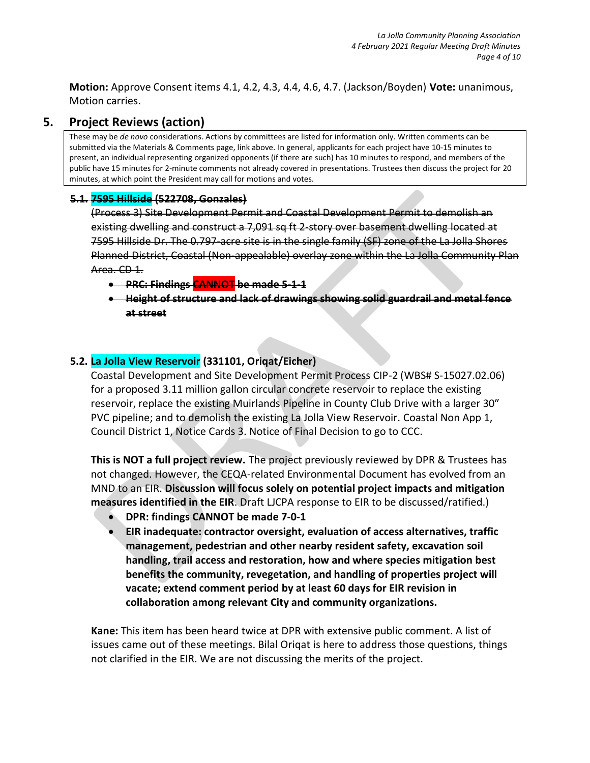**Motion:** Approve Consent items 4.1, 4.2, 4.3, 4.4, 4.6, 4.7. (Jackson/Boyden) **Vote:** unanimous, Motion carries.

## 5. Project Reviews (action)

These may be *de novo* considerations. Actions by committees are listed for information only. Written comments can be submitted via the Materials & Comments page, link above. In general, applicants for each project have 10-15 minutes to present, an individual representing organized opponents (if there are such) has 10 minutes to respond, and members of the public have 15 minutes for 2-minute comments not already covered in presentations. Trustees then discuss the project for 20 minutes, at which point the President may call for motions and votes.

### ~~5.1. 7595 Hillside (522708, Gonzales)~~

~~(Process 3) Site Development Permit and Coastal Development Permit to demolish an existing dwelling and construct a 7,091 sq ft 2-story over basement dwelling located at 7595 Hillside Dr. The 0.797-acre site is in the single family (SF) zone of the La Jolla Shores Planned District, Coastal (Non-appealable) overlay zone within the La Jolla Community Plan Area. CD 1.~~

- ~~**PRC: Findings CANNOT be made 5-1-1**~~
- ~~**Height of structure and lack of drawings showing solid guardrail and metal fence at street**~~

### 5.2. La Jolla View Reservoir (331101, Oriqat/Eicher)

Coastal Development and Site Development Permit Process CIP-2 (WBS# S-15027.02.06) for a proposed 3.11 million gallon circular concrete reservoir to replace the existing reservoir, replace the existing Muirlands Pipeline in County Club Drive with a larger 30" PVC pipeline; and to demolish the existing La Jolla View Reservoir. Coastal Non App 1, Council District 1, Notice Cards 3. Notice of Final Decision to go to CCC.

**This is NOT a full project review.** The project previously reviewed by DPR & Trustees has not changed. However, the CEQA-related Environmental Document has evolved from an MND to an EIR. **Discussion will focus solely on potential project impacts and mitigation measures identified in the EIR**. Draft LJCPA response to EIR to be discussed/ratified.)

- **DPR: findings CANNOT be made 7-0-1**
- **EIR inadequate: contractor oversight, evaluation of access alternatives, traffic management, pedestrian and other nearby resident safety, excavation soil handling, trail access and restoration, how and where species mitigation best benefits the community, revegetation, and handling of properties project will vacate; extend comment period by at least 60 days for EIR revision in collaboration among relevant City and community organizations.**

**Kane:** This item has been heard twice at DPR with extensive public comment. A list of issues came out of these meetings. Bilal Oriqat is here to address those questions, things not clarified in the EIR. We are not discussing the merits of the project.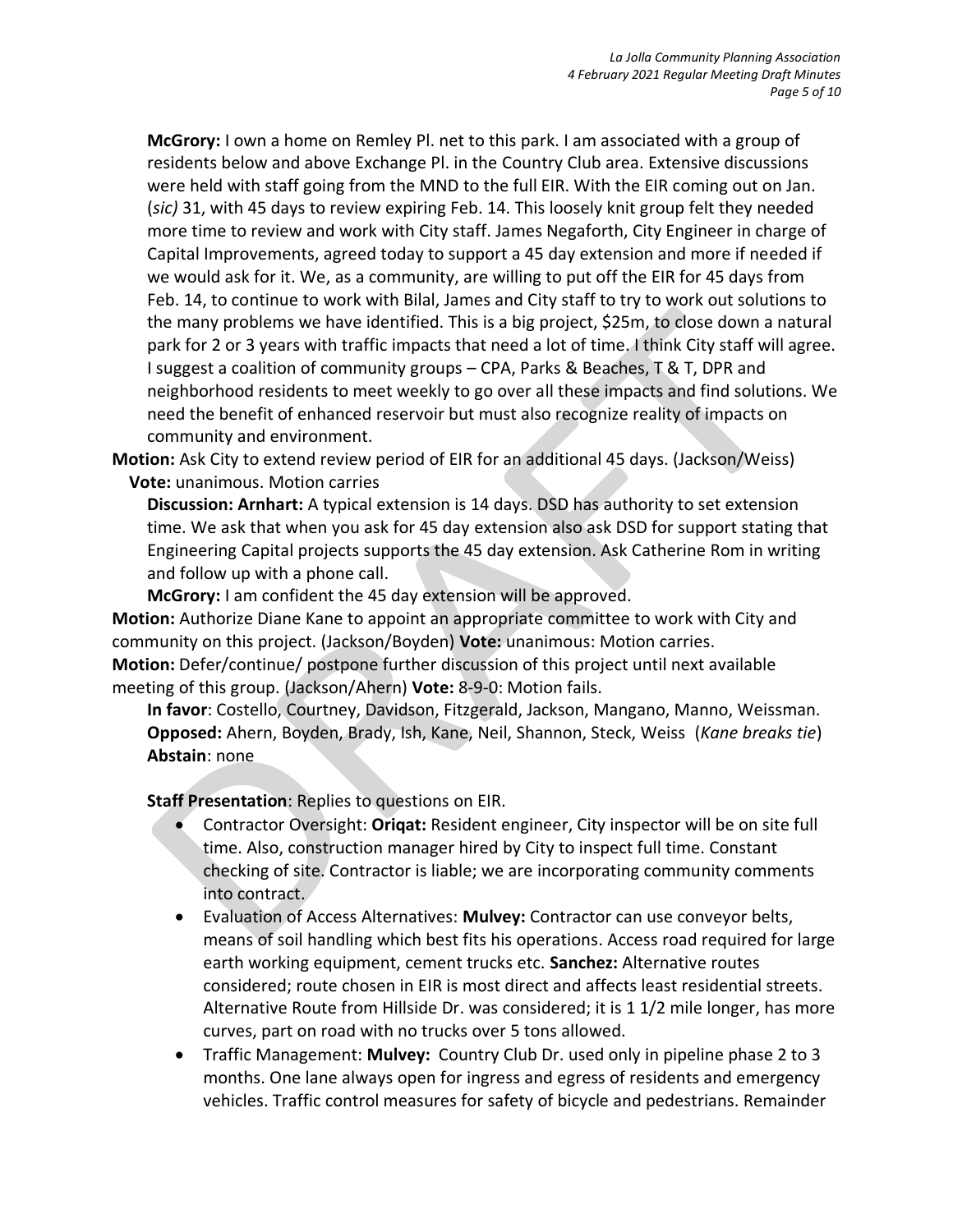**McGrory:** I own a home on Remley Pl. net to this park. I am associated with a group of residents below and above Exchange Pl. in the Country Club area. Extensive discussions were held with staff going from the MND to the full EIR. With the EIR coming out on Jan. (*sic)* 31, with 45 days to review expiring Feb. 14. This loosely knit group felt they needed more time to review and work with City staff. James Negaforth, City Engineer in charge of Capital Improvements, agreed today to support a 45 day extension and more if needed if we would ask for it. We, as a community, are willing to put off the EIR for 45 days from Feb. 14, to continue to work with Bilal, James and City staff to try to work out solutions to the many problems we have identified. This is a big project, $25m, to close down a natural park for 2 or 3 years with traffic impacts that need a lot of time. I think City staff will agree. I suggest a coalition of community groups – CPA, Parks & Beaches, T & T, DPR and neighborhood residents to meet weekly to go over all these impacts and find solutions. We need the benefit of enhanced reservoir but must also recognize reality of impacts on community and environment.

**Motion:** Ask City to extend review period of EIR for an additional 45 days. (Jackson/Weiss)
**Vote:** unanimous. Motion carries

**Discussion: Arnhart:** A typical extension is 14 days. DSD has authority to set extension time. We ask that when you ask for 45 day extension also ask DSD for support stating that Engineering Capital projects supports the 45 day extension. Ask Catherine Rom in writing and follow up with a phone call.

**McGrory:** I am confident the 45 day extension will be approved.

**Motion:** Authorize Diane Kane to appoint an appropriate committee to work with City and community on this project. (Jackson/Boyden) **Vote:** unanimous: Motion carries.

**Motion:** Defer/continue/ postpone further discussion of this project until next available meeting of this group. (Jackson/Ahern) **Vote:** 8-9-0: Motion fails.

**In favor**: Costello, Courtney, Davidson, Fitzgerald, Jackson, Mangano, Manno, Weissman.
**Opposed:** Ahern, Boyden, Brady, Ish, Kane, Neil, Shannon, Steck, Weiss (*Kane breaks tie*)
**Abstain**: none

**Staff Presentation**: Replies to questions on EIR.

- Contractor Oversight: **Oriqat:** Resident engineer, City inspector will be on site full time. Also, construction manager hired by City to inspect full time. Constant checking of site. Contractor is liable; we are incorporating community comments into contract.
- Evaluation of Access Alternatives: **Mulvey:** Contractor can use conveyor belts, means of soil handling which best fits his operations. Access road required for large earth working equipment, cement trucks etc. **Sanchez:** Alternative routes considered; route chosen in EIR is most direct and affects least residential streets. Alternative Route from Hillside Dr. was considered; it is 1 1/2 mile longer, has more curves, part on road with no trucks over 5 tons allowed.
- Traffic Management: **Mulvey:** Country Club Dr. used only in pipeline phase 2 to 3 months. One lane always open for ingress and egress of residents and emergency vehicles. Traffic control measures for safety of bicycle and pedestrians. Remainder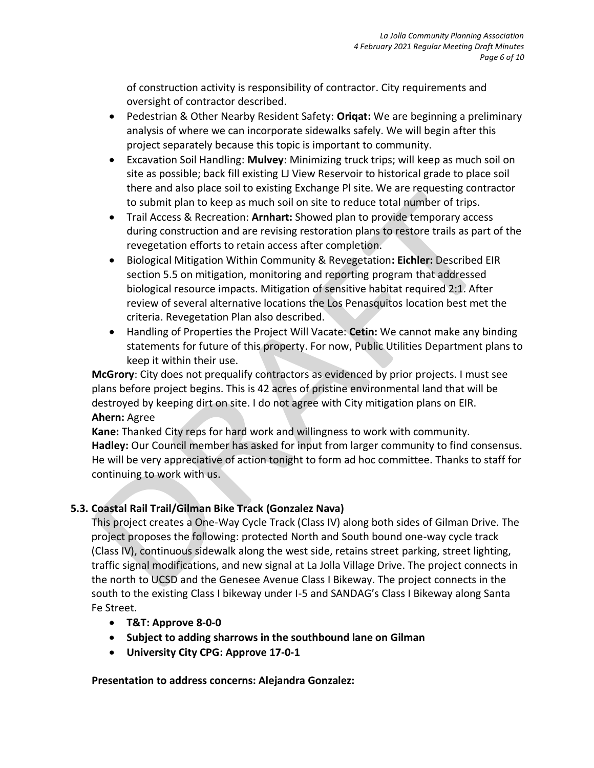of construction activity is responsibility of contractor. City requirements and oversight of contractor described.

- Pedestrian & Other Nearby Resident Safety: **Oriqat:** We are beginning a preliminary analysis of where we can incorporate sidewalks safely. We will begin after this project separately because this topic is important to community.
- Excavation Soil Handling: **Mulvey**: Minimizing truck trips; will keep as much soil on site as possible; back fill existing LJ View Reservoir to historical grade to place soil there and also place soil to existing Exchange Pl site. We are requesting contractor to submit plan to keep as much soil on site to reduce total number of trips.
- Trail Access & Recreation: **Arnhart:** Showed plan to provide temporary access during construction and are revising restoration plans to restore trails as part of the revegetation efforts to retain access after completion.
- Biological Mitigation Within Community & Revegetation**: Eichler:** Described EIR section 5.5 on mitigation, monitoring and reporting program that addressed biological resource impacts. Mitigation of sensitive habitat required 2:1. After review of several alternative locations the Los Penasquitos location best met the criteria. Revegetation Plan also described.
- Handling of Properties the Project Will Vacate: **Cetin:** We cannot make any binding statements for future of this property. For now, Public Utilities Department plans to keep it within their use.

**McGrory**: City does not prequalify contractors as evidenced by prior projects. I must see plans before project begins. This is 42 acres of pristine environmental land that will be destroyed by keeping dirt on site. I do not agree with City mitigation plans on EIR.
**Ahern:** Agree
**Kane:** Thanked City reps for hard work and willingness to work with community.
**Hadley:** Our Council member has asked for input from larger community to find consensus. He will be very appreciative of action tonight to form ad hoc committee. Thanks to staff for continuing to work with us.

### 5.3. Coastal Rail Trail/Gilman Bike Track (Gonzalez Nava)

This project creates a One-Way Cycle Track (Class IV) along both sides of Gilman Drive. The project proposes the following: protected North and South bound one-way cycle track (Class IV), continuous sidewalk along the west side, retains street parking, street lighting, traffic signal modifications, and new signal at La Jolla Village Drive. The project connects in the north to UCSD and the Genesee Avenue Class I Bikeway. The project connects in the south to the existing Class I bikeway under I-5 and SANDAG's Class I Bikeway along Santa Fe Street.

- **T&T: Approve 8-0-0**
- **Subject to adding sharrows in the southbound lane on Gilman**
- **University City CPG: Approve 17-0-1**

**Presentation to address concerns: Alejandra Gonzalez:**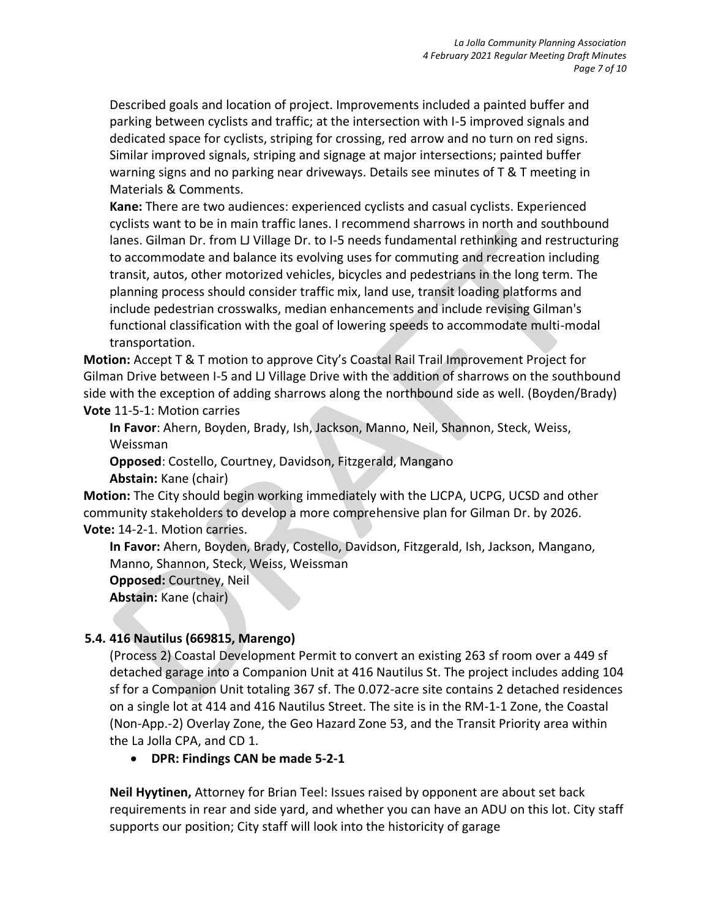Described goals and location of project. Improvements included a painted buffer and parking between cyclists and traffic; at the intersection with I-5 improved signals and dedicated space for cyclists, striping for crossing, red arrow and no turn on red signs. Similar improved signals, striping and signage at major intersections; painted buffer warning signs and no parking near driveways. Details see minutes of T & T meeting in Materials & Comments.

**Kane:** There are two audiences: experienced cyclists and casual cyclists. Experienced cyclists want to be in main traffic lanes. I recommend sharrows in north and southbound lanes. Gilman Dr. from LJ Village Dr. to I-5 needs fundamental rethinking and restructuring to accommodate and balance its evolving uses for commuting and recreation including transit, autos, other motorized vehicles, bicycles and pedestrians in the long term. The planning process should consider traffic mix, land use, transit loading platforms and include pedestrian crosswalks, median enhancements and include revising Gilman's functional classification with the goal of lowering speeds to accommodate multi-modal transportation.

**Motion:** Accept T & T motion to approve City's Coastal Rail Trail Improvement Project for Gilman Drive between I-5 and LJ Village Drive with the addition of sharrows on the southbound side with the exception of adding sharrows along the northbound side as well. (Boyden/Brady)

**Vote** 11-5-1: Motion carries

**In Favor**: Ahern, Boyden, Brady, Ish, Jackson, Manno, Neil, Shannon, Steck, Weiss, Weissman

**Opposed**: Costello, Courtney, Davidson, Fitzgerald, Mangano

**Abstain:** Kane (chair)

**Motion:** The City should begin working immediately with the LJCPA, UCPG, UCSD and other community stakeholders to develop a more comprehensive plan for Gilman Dr. by 2026.

**Vote:** 14-2-1. Motion carries.

**In Favor:** Ahern, Boyden, Brady, Costello, Davidson, Fitzgerald, Ish, Jackson, Mangano, Manno, Shannon, Steck, Weiss, Weissman

**Opposed:** Courtney, Neil

**Abstain:** Kane (chair)

### 5.4. 416 Nautilus (669815, Marengo)

(Process 2) Coastal Development Permit to convert an existing 263 sf room over a 449 sf detached garage into a Companion Unit at 416 Nautilus St. The project includes adding 104 sf for a Companion Unit totaling 367 sf. The 0.072-acre site contains 2 detached residences on a single lot at 414 and 416 Nautilus Street. The site is in the RM-1-1 Zone, the Coastal (Non-App.-2) Overlay Zone, the Geo Hazard Zone 53, and the Transit Priority area within the La Jolla CPA, and CD 1.

- **DPR: Findings CAN be made 5-2-1**

**Neil Hyytinen,** Attorney for Brian Teel: Issues raised by opponent are about set back requirements in rear and side yard, and whether you can have an ADU on this lot. City staff supports our position; City staff will look into the historicity of garage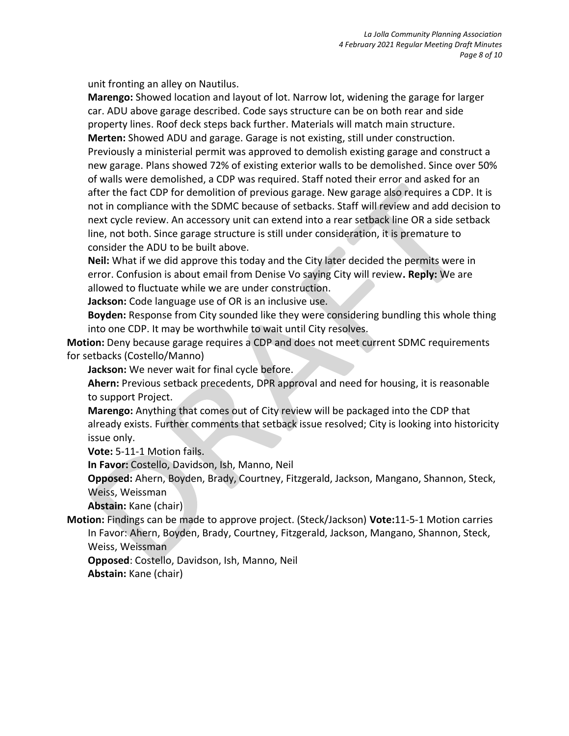unit fronting an alley on Nautilus.

**Marengo:** Showed location and layout of lot. Narrow lot, widening the garage for larger car. ADU above garage described. Code says structure can be on both rear and side property lines. Roof deck steps back further. Materials will match main structure.

**Merten:** Showed ADU and garage. Garage is not existing, still under construction. Previously a ministerial permit was approved to demolish existing garage and construct a new garage. Plans showed 72% of existing exterior walls to be demolished. Since over 50% of walls were demolished, a CDP was required. Staff noted their error and asked for an after the fact CDP for demolition of previous garage. New garage also requires a CDP. It is not in compliance with the SDMC because of setbacks. Staff will review and add decision to next cycle review. An accessory unit can extend into a rear setback line OR a side setback line, not both. Since garage structure is still under consideration, it is premature to consider the ADU to be built above.

**Neil:** What if we did approve this today and the City later decided the permits were in error. Confusion is about email from Denise Vo saying City will review**. Reply:** We are allowed to fluctuate while we are under construction.

**Jackson:** Code language use of OR is an inclusive use.

**Boyden:** Response from City sounded like they were considering bundling this whole thing into one CDP. It may be worthwhile to wait until City resolves.

**Motion:** Deny because garage requires a CDP and does not meet current SDMC requirements for setbacks (Costello/Manno)

**Jackson:** We never wait for final cycle before.

**Ahern:** Previous setback precedents, DPR approval and need for housing, it is reasonable to support Project.

**Marengo:** Anything that comes out of City review will be packaged into the CDP that already exists. Further comments that setback issue resolved; City is looking into historicity issue only.

**Vote:** 5-11-1 Motion fails.

**In Favor:** Costello, Davidson, Ish, Manno, Neil

**Opposed:** Ahern, Boyden, Brady, Courtney, Fitzgerald, Jackson, Mangano, Shannon, Steck, Weiss, Weissman

**Abstain:** Kane (chair)

**Motion:** Findings can be made to approve project. (Steck/Jackson) **Vote:**11-5-1 Motion carries

In Favor: Ahern, Boyden, Brady, Courtney, Fitzgerald, Jackson, Mangano, Shannon, Steck, Weiss, Weissman

**Opposed**: Costello, Davidson, Ish, Manno, Neil

**Abstain:** Kane (chair)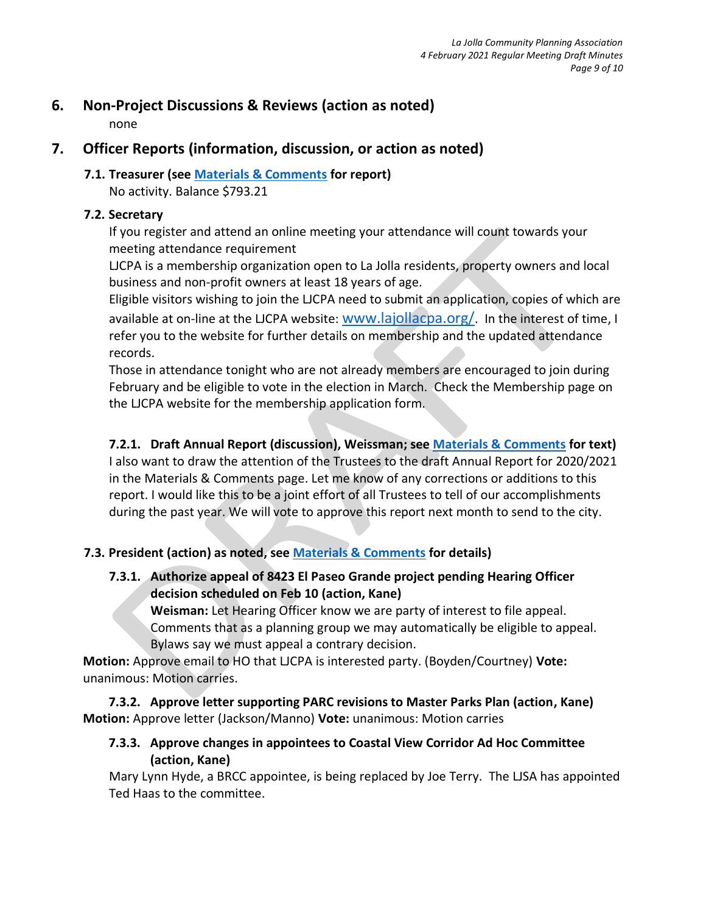## 6. Non-Project Discussions & Reviews (action as noted)

none

## 7. Officer Reports (information, discussion, or action as noted)

### 7.1. Treasurer (see [Materials & Comments]() for report)

No activity. Balance $793.21

### 7.2. Secretary

If you register and attend an online meeting your attendance will count towards your meeting attendance requirement

LJCPA is a membership organization open to La Jolla residents, property owners and local business and non-profit owners at least 18 years of age.

Eligible visitors wishing to join the LJCPA need to submit an application, copies of which are available at on-line at the LJCPA website: [www.lajollacpa.org/](http://www.lajollacpa.org/). In the interest of time, I refer you to the website for further details on membership and the updated attendance records.

Those in attendance tonight who are not already members are encouraged to join during February and be eligible to vote in the election in March. Check the Membership page on the LJCPA website for the membership application form.

#### 7.2.1. Draft Annual Report (discussion), Weissman; see [Materials & Comments]() for text)

I also want to draw the attention of the Trustees to the draft Annual Report for 2020/2021 in the Materials & Comments page. Let me know of any corrections or additions to this report. I would like this to be a joint effort of all Trustees to tell of our accomplishments during the past year. We will vote to approve this report next month to send to the city.

### 7.3. President (action) as noted, see [Materials & Comments]() for details)

#### 7.3.1. Authorize appeal of 8423 El Paseo Grande project pending Hearing Officer decision scheduled on Feb 10 (action, Kane)

**Weisman:** Let Hearing Officer know we are party of interest to file appeal. Comments that as a planning group we may automatically be eligible to appeal. Bylaws say we must appeal a contrary decision.

**Motion:** Approve email to HO that LJCPA is interested party. (Boyden/Courtney) **Vote:** unanimous: Motion carries.

#### 7.3.2. Approve letter supporting PARC revisions to Master Parks Plan (action, Kane)

**Motion:** Approve letter (Jackson/Manno) **Vote:** unanimous: Motion carries

#### 7.3.3. Approve changes in appointees to Coastal View Corridor Ad Hoc Committee (action, Kane)

Mary Lynn Hyde, a BRCC appointee, is being replaced by Joe Terry. The LJSA has appointed Ted Haas to the committee.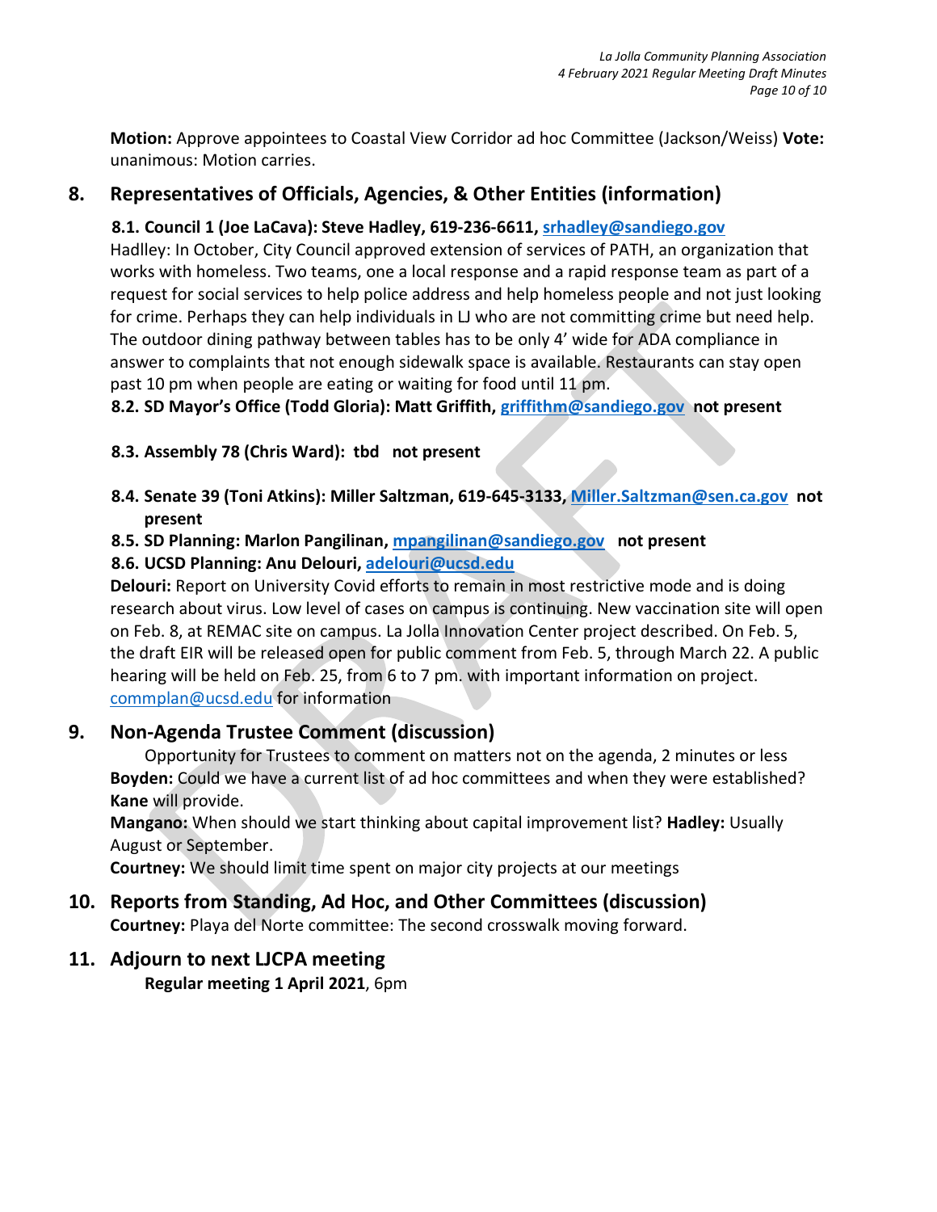**Motion:** Approve appointees to Coastal View Corridor ad hoc Committee (Jackson/Weiss) **Vote:** unanimous: Motion carries.

## 8. Representatives of Officials, Agencies, & Other Entities (information)

**8.1. Council 1 (Joe LaCava): Steve Hadley, 619-236-6611, srhadley@sandiego.gov**

Hadlley: In October, City Council approved extension of services of PATH, an organization that works with homeless. Two teams, one a local response and a rapid response team as part of a request for social services to help police address and help homeless people and not just looking for crime. Perhaps they can help individuals in LJ who are not committing crime but need help. The outdoor dining pathway between tables has to be only 4' wide for ADA compliance in answer to complaints that not enough sidewalk space is available. Restaurants can stay open past 10 pm when people are eating or waiting for food until 11 pm.

**8.2. SD Mayor's Office (Todd Gloria): Matt Griffith, griffithm@sandiego.gov not present**

**8.3. Assembly 78 (Chris Ward): tbd not present**

**8.4. Senate 39 (Toni Atkins): Miller Saltzman, 619-645-3133, Miller.Saltzman@sen.ca.gov not present**

**8.5. SD Planning: Marlon Pangilinan, mpangilinan@sandiego.gov not present**

**8.6. UCSD Planning: Anu Delouri, adelouri@ucsd.edu**

**Delouri:** Report on University Covid efforts to remain in most restrictive mode and is doing research about virus. Low level of cases on campus is continuing. New vaccination site will open on Feb. 8, at REMAC site on campus. La Jolla Innovation Center project described. On Feb. 5, the draft EIR will be released open for public comment from Feb. 5, through March 22. A public hearing will be held on Feb. 25, from 6 to 7 pm. with important information on project. commplan@ucsd.edu for information

## 9. Non-Agenda Trustee Comment (discussion)

Opportunity for Trustees to comment on matters not on the agenda, 2 minutes or less

**Boyden:** Could we have a current list of ad hoc committees and when they were established? **Kane** will provide.

**Mangano:** When should we start thinking about capital improvement list? **Hadley:** Usually August or September.

**Courtney:** We should limit time spent on major city projects at our meetings

## 10. Reports from Standing, Ad Hoc, and Other Committees (discussion)

**Courtney:** Playa del Norte committee: The second crosswalk moving forward.

## 11. Adjourn to next LJCPA meeting

**Regular meeting 1 April 2021**, 6pm